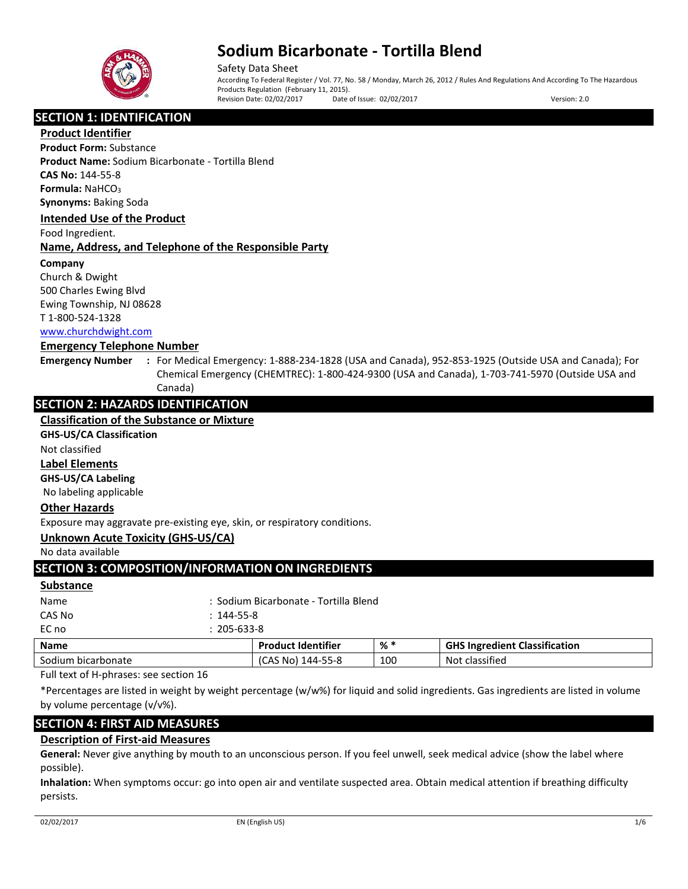# Sodium Bicarbonate - Tortilla Blend

Safety Data Sheet

According To Federal Register / Vol. 77, No. 58 / Monday, March 26, 2012 / Rules And Regulations And According To The Hazardous Products Regulation (February 11, 2015).

Revision Date: 02/02/2017 Date of Issue: 02/02/2017 Version: 2.0

## SECTION 1: IDENTIFICATION

### Product Identifier

**Product Form:** Substance

**Product Name:** Sodium Bicarbonate - Tortilla Blend

**CAS No:** 144-55-8

**Formula:** $NaHCO_3$

**Synonyms:** Baking Soda

### Intended Use of the Product

Food Ingredient.

### Name, Address, and Telephone of the Responsible Party

**Company**

Church & Dwight
500 Charles Ewing Blvd
Ewing Township, NJ 08628
T 1-800-524-1328
www.churchdwight.com

### Emergency Telephone Number

**Emergency Number** : For Medical Emergency: 1-888-234-1828 (USA and Canada), 952-853-1925 (Outside USA and Canada); For Chemical Emergency (CHEMTREC): 1-800-424-9300 (USA and Canada), 1-703-741-5970 (Outside USA and Canada)

## SECTION 2: HAZARDS IDENTIFICATION

### Classification of the Substance or Mixture

**GHS-US/CA Classification**

Not classified

### Label Elements

**GHS-US/CA Labeling**

No labeling applicable

### Other Hazards

Exposure may aggravate pre-existing eye, skin, or respiratory conditions.

### Unknown Acute Toxicity (GHS-US/CA)

No data available

## SECTION 3: COMPOSITION/INFORMATION ON INGREDIENTS

### Substance

Name : Sodium Bicarbonate - Tortilla Blend

CAS No : 144-55-8

EC no : 205-633-8

| Name | Product Identifier | % * | GHS Ingredient Classification |
|---|---|---|---|
| Sodium bicarbonate | (CAS No) 144-55-8 | 100 | Not classified |

Full text of H-phrases: see section 16

*Percentages are listed in weight by weight percentage (w/w%) for liquid and solid ingredients. Gas ingredients are listed in volume by volume percentage (v/v%).

## SECTION 4: FIRST AID MEASURES

### Description of First-aid Measures

**General:** Never give anything by mouth to an unconscious person. If you feel unwell, seek medical advice (show the label where possible).

**Inhalation:** When symptoms occur: go into open air and ventilate suspected area. Obtain medical attention if breathing difficulty persists.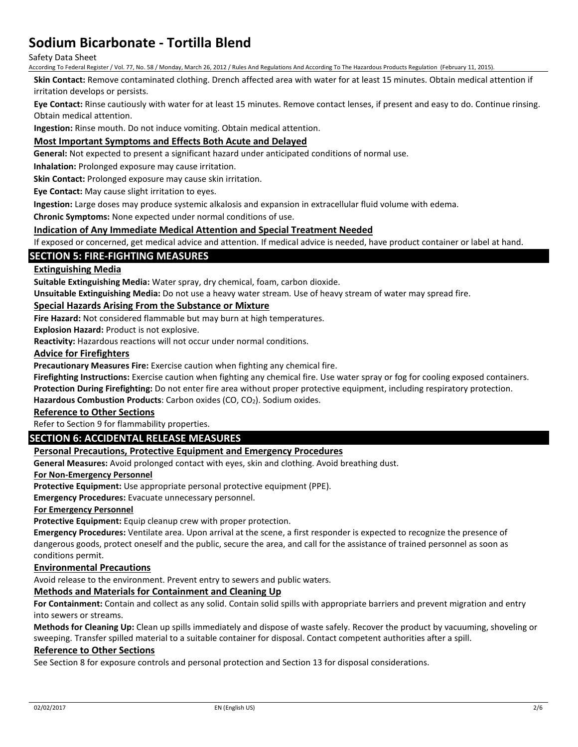**Skin Contact:** Remove contaminated clothing. Drench affected area with water for at least 15 minutes. Obtain medical attention if irritation develops or persists.

**Eye Contact:** Rinse cautiously with water for at least 15 minutes. Remove contact lenses, if present and easy to do. Continue rinsing. Obtain medical attention.

**Ingestion:** Rinse mouth. Do not induce vomiting. Obtain medical attention.

### Most Important Symptoms and Effects Both Acute and Delayed

**General:** Not expected to present a significant hazard under anticipated conditions of normal use.

**Inhalation:** Prolonged exposure may cause irritation.

**Skin Contact:** Prolonged exposure may cause skin irritation.

**Eye Contact:** May cause slight irritation to eyes.

**Ingestion:** Large doses may produce systemic alkalosis and expansion in extracellular fluid volume with edema.

**Chronic Symptoms:** None expected under normal conditions of use.

### Indication of Any Immediate Medical Attention and Special Treatment Needed

If exposed or concerned, get medical advice and attention. If medical advice is needed, have product container or label at hand.

## SECTION 5: FIRE-FIGHTING MEASURES

### Extinguishing Media

**Suitable Extinguishing Media:** Water spray, dry chemical, foam, carbon dioxide.

**Unsuitable Extinguishing Media:** Do not use a heavy water stream. Use of heavy stream of water may spread fire.

### Special Hazards Arising From the Substance or Mixture

**Fire Hazard:** Not considered flammable but may burn at high temperatures.

**Explosion Hazard:** Product is not explosive.

**Reactivity:** Hazardous reactions will not occur under normal conditions.

### Advice for Firefighters

**Precautionary Measures Fire:** Exercise caution when fighting any chemical fire.

**Firefighting Instructions:** Exercise caution when fighting any chemical fire. Use water spray or fog for cooling exposed containers.

**Protection During Firefighting:** Do not enter fire area without proper protective equipment, including respiratory protection.

**Hazardous Combustion Products**: Carbon oxides (CO, $CO_2$). Sodium oxides.

### Reference to Other Sections

Refer to Section 9 for flammability properties.

## SECTION 6: ACCIDENTAL RELEASE MEASURES

### Personal Precautions, Protective Equipment and Emergency Procedures

**General Measures:** Avoid prolonged contact with eyes, skin and clothing. Avoid breathing dust.

#### For Non-Emergency Personnel

**Protective Equipment:** Use appropriate personal protective equipment (PPE).

**Emergency Procedures:** Evacuate unnecessary personnel.

#### For Emergency Personnel

**Protective Equipment:** Equip cleanup crew with proper protection.

**Emergency Procedures:** Ventilate area. Upon arrival at the scene, a first responder is expected to recognize the presence of dangerous goods, protect oneself and the public, secure the area, and call for the assistance of trained personnel as soon as conditions permit.

### Environmental Precautions

Avoid release to the environment. Prevent entry to sewers and public waters.

### Methods and Materials for Containment and Cleaning Up

**For Containment:** Contain and collect as any solid. Contain solid spills with appropriate barriers and prevent migration and entry into sewers or streams.

**Methods for Cleaning Up:** Clean up spills immediately and dispose of waste safely. Recover the product by vacuuming, shoveling or sweeping. Transfer spilled material to a suitable container for disposal. Contact competent authorities after a spill.

### Reference to Other Sections

See Section 8 for exposure controls and personal protection and Section 13 for disposal considerations.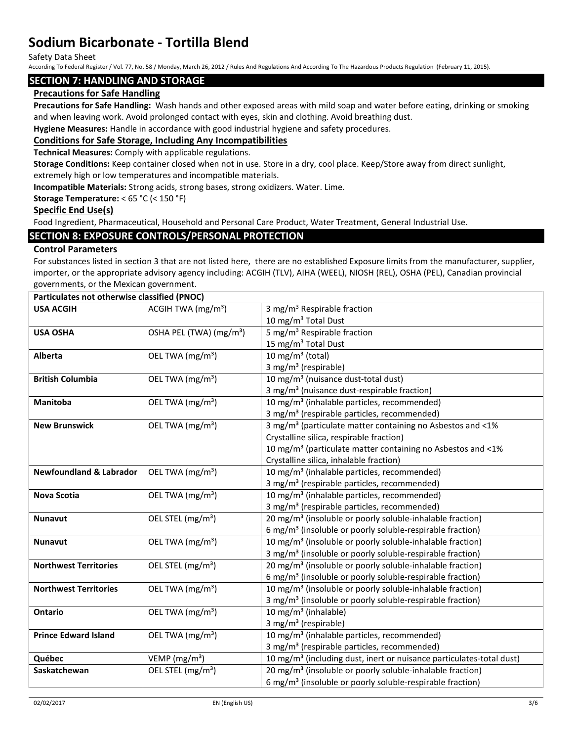## SECTION 7: HANDLING AND STORAGE

### Precautions for Safe Handling

**Precautions for Safe Handling:** Wash hands and other exposed areas with mild soap and water before eating, drinking or smoking and when leaving work. Avoid prolonged contact with eyes, skin and clothing. Avoid breathing dust.

**Hygiene Measures:** Handle in accordance with good industrial hygiene and safety procedures.

### Conditions for Safe Storage, Including Any Incompatibilities

**Technical Measures:** Comply with applicable regulations.

**Storage Conditions:** Keep container closed when not in use. Store in a dry, cool place. Keep/Store away from direct sunlight, extremely high or low temperatures and incompatible materials.

**Incompatible Materials:** Strong acids, strong bases, strong oxidizers. Water. Lime.

**Storage Temperature:** < 65 °C (< 150 °F)

### Specific End Use(s)

Food Ingredient, Pharmaceutical, Household and Personal Care Product, Water Treatment, General Industrial Use.

## SECTION 8: EXPOSURE CONTROLS/PERSONAL PROTECTION

### Control Parameters

For substances listed in section 3 that are not listed here, there are no established Exposure limits from the manufacturer, supplier, importer, or the appropriate advisory agency including: ACGIH (TLV), AIHA (WEEL), NIOSH (REL), OSHA (PEL), Canadian provincial governments, or the Mexican government.

| **Particulates not otherwise classified (PNOC)** | | |
|---|---|---|
| **USA ACGIH** | ACGIH TWA (mg/m³) | 3 mg/m³ Respirable fraction<br>10 mg/m³ Total Dust |
| **USA OSHA** | OSHA PEL (TWA) (mg/m³) | 5 mg/m³ Respirable fraction<br>15 mg/m³ Total Dust |
| **Alberta** | OEL TWA (mg/m³) | 10 mg/m³ (total)<br>3 mg/m³ (respirable) |
| **British Columbia** | OEL TWA (mg/m³) | 10 mg/m³ (nuisance dust-total dust)<br>3 mg/m³ (nuisance dust-respirable fraction) |
| **Manitoba** | OEL TWA (mg/m³) | 10 mg/m³ (inhalable particles, recommended)<br>3 mg/m³ (respirable particles, recommended) |
| **New Brunswick** | OEL TWA (mg/m³) | 3 mg/m³ (particulate matter containing no Asbestos and <1% Crystalline silica, respirable fraction)<br>10 mg/m³ (particulate matter containing no Asbestos and <1% Crystalline silica, inhalable fraction) |
| **Newfoundland & Labrador** | OEL TWA (mg/m³) | 10 mg/m³ (inhalable particles, recommended)<br>3 mg/m³ (respirable particles, recommended) |
| **Nova Scotia** | OEL TWA (mg/m³) | 10 mg/m³ (inhalable particles, recommended)<br>3 mg/m³ (respirable particles, recommended) |
| **Nunavut** | OEL STEL (mg/m³) | 20 mg/m³ (insoluble or poorly soluble-inhalable fraction)<br>6 mg/m³ (insoluble or poorly soluble-respirable fraction) |
| **Nunavut** | OEL TWA (mg/m³) | 10 mg/m³ (insoluble or poorly soluble-inhalable fraction)<br>3 mg/m³ (insoluble or poorly soluble-respirable fraction) |
| **Northwest Territories** | OEL STEL (mg/m³) | 20 mg/m³ (insoluble or poorly soluble-inhalable fraction)<br>6 mg/m³ (insoluble or poorly soluble-respirable fraction) |
| **Northwest Territories** | OEL TWA (mg/m³) | 10 mg/m³ (insoluble or poorly soluble-inhalable fraction)<br>3 mg/m³ (insoluble or poorly soluble-respirable fraction) |
| **Ontario** | OEL TWA (mg/m³) | 10 mg/m³ (inhalable)<br>3 mg/m³ (respirable) |
| **Prince Edward Island** | OEL TWA (mg/m³) | 10 mg/m³ (inhalable particles, recommended)<br>3 mg/m³ (respirable particles, recommended) |
| **Québec** | VEMP (mg/m³) | 10 mg/m³ (including dust, inert or nuisance particulates-total dust) |
| **Saskatchewan** | OEL STEL (mg/m³) | 20 mg/m³ (insoluble or poorly soluble-inhalable fraction)<br>6 mg/m³ (insoluble or poorly soluble-respirable fraction) |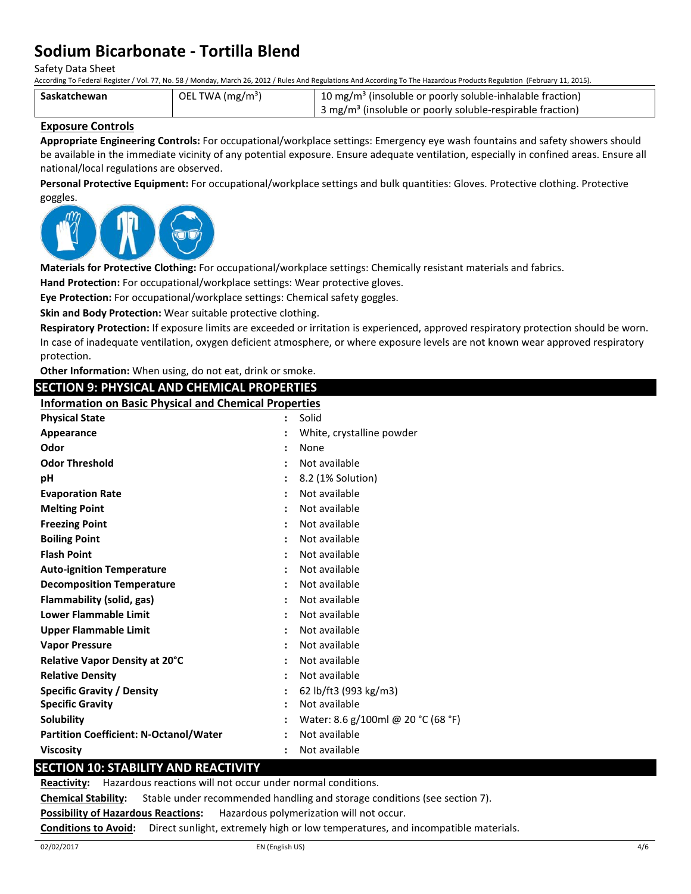| Saskatchewan | OEL TWA ($mg/m^3$) | 10 $mg/m^3$ (insoluble or poorly soluble-inhalable fraction)<br>3 $mg/m^3$ (insoluble or poorly soluble-respirable fraction) |
|---|---|---|

**Exposure Controls**

**Appropriate Engineering Controls:** For occupational/workplace settings: Emergency eye wash fountains and safety showers should be available in the immediate vicinity of any potential exposure. Ensure adequate ventilation, especially in confined areas. Ensure all national/local regulations are observed.

**Personal Protective Equipment:** For occupational/workplace settings and bulk quantities: Gloves. Protective clothing. Protective goggles.

**Materials for Protective Clothing:** For occupational/workplace settings: Chemically resistant materials and fabrics.

**Hand Protection:** For occupational/workplace settings: Wear protective gloves.

**Eye Protection:** For occupational/workplace settings: Chemical safety goggles.

**Skin and Body Protection:** Wear suitable protective clothing.

**Respiratory Protection:** If exposure limits are exceeded or irritation is experienced, approved respiratory protection should be worn. In case of inadequate ventilation, oxygen deficient atmosphere, or where exposure levels are not known wear approved respiratory protection.

**Other Information:** When using, do not eat, drink or smoke.

## SECTION 9: PHYSICAL AND CHEMICAL PROPERTIES

**Information on Basic Physical and Chemical Properties**

| Property | | Value |
|---|---|---|
| **Physical State** | : | Solid |
| **Appearance** | : | White, crystalline powder |
| **Odor** | : | None |
| **Odor Threshold** | : | Not available |
| **pH** | : | 8.2 (1% Solution) |
| **Evaporation Rate** | : | Not available |
| **Melting Point** | : | Not available |
| **Freezing Point** | : | Not available |
| **Boiling Point** | : | Not available |
| **Flash Point** | : | Not available |
| **Auto-ignition Temperature** | : | Not available |
| **Decomposition Temperature** | : | Not available |
| **Flammability (solid, gas)** | : | Not available |
| **Lower Flammable Limit** | : | Not available |
| **Upper Flammable Limit** | : | Not available |
| **Vapor Pressure** | : | Not available |
| **Relative Vapor Density at 20°C** | : | Not available |
| **Relative Density** | : | Not available |
| **Specific Gravity / Density** | : | 62 lb/ft3 (993 kg/m3) |
| **Specific Gravity** | : | Not available |
| **Solubility** | : | Water: 8.6 g/100ml @ 20 °C (68 °F) |
| **Partition Coefficient: N-Octanol/Water** | : | Not available |
| **Viscosity** | : | Not available |

## SECTION 10: STABILITY AND REACTIVITY

**Reactivity:** Hazardous reactions will not occur under normal conditions.

**Chemical Stability:** Stable under recommended handling and storage conditions (see section 7).

**Possibility of Hazardous Reactions:** Hazardous polymerization will not occur.

**Conditions to Avoid:** Direct sunlight, extremely high or low temperatures, and incompatible materials.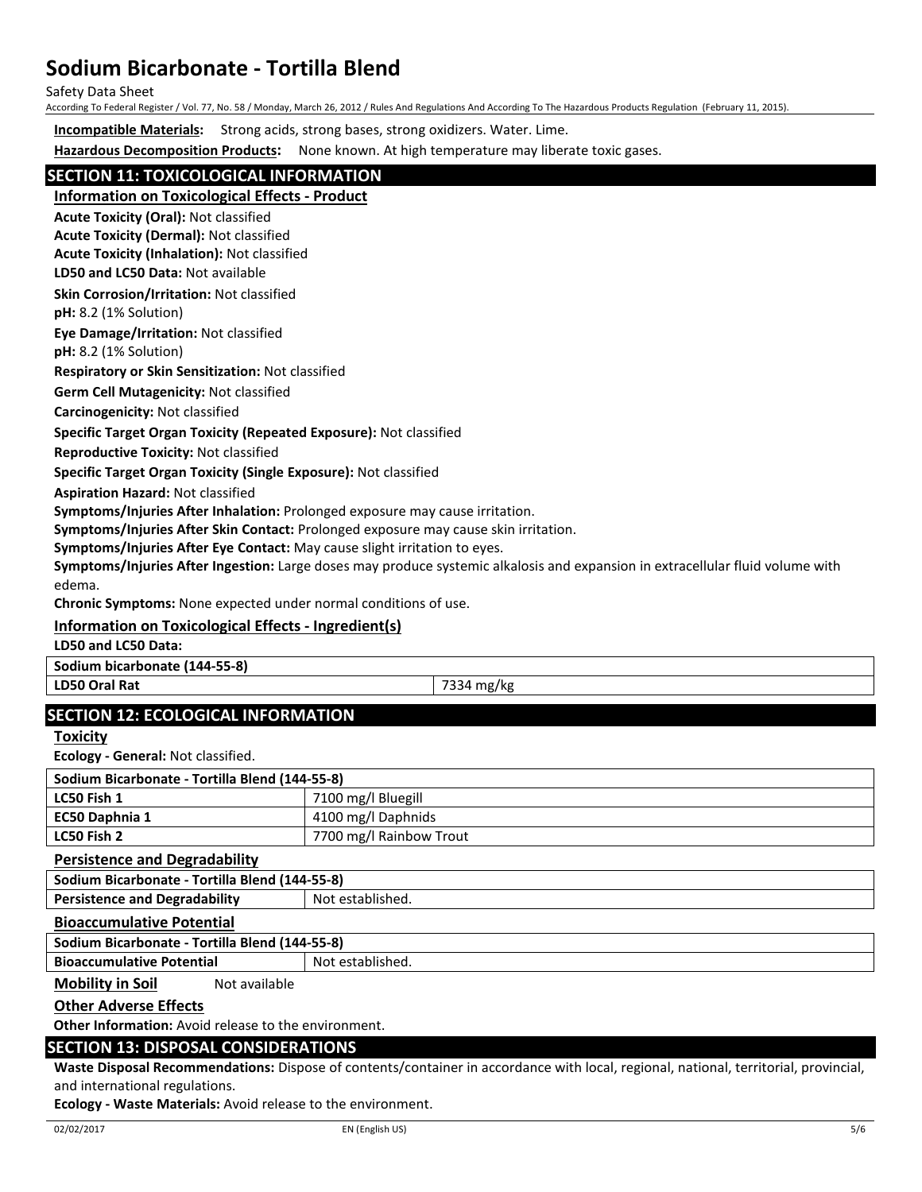**Incompatible Materials:** Strong acids, strong bases, strong oxidizers. Water. Lime.

**Hazardous Decomposition Products:** None known. At high temperature may liberate toxic gases.

## SECTION 11: TOXICOLOGICAL INFORMATION

### Information on Toxicological Effects - Product

**Acute Toxicity (Oral):** Not classified

**Acute Toxicity (Dermal):** Not classified

**Acute Toxicity (Inhalation):** Not classified

**LD50 and LC50 Data:** Not available

**Skin Corrosion/Irritation:** Not classified

**pH:** 8.2 (1% Solution)

**Eye Damage/Irritation:** Not classified

**pH:** 8.2 (1% Solution)

**Respiratory or Skin Sensitization:** Not classified

**Germ Cell Mutagenicity:** Not classified

**Carcinogenicity:** Not classified

**Specific Target Organ Toxicity (Repeated Exposure):** Not classified

**Reproductive Toxicity:** Not classified

**Specific Target Organ Toxicity (Single Exposure):** Not classified

**Aspiration Hazard:** Not classified

**Symptoms/Injuries After Inhalation:** Prolonged exposure may cause irritation.

**Symptoms/Injuries After Skin Contact:** Prolonged exposure may cause skin irritation.

**Symptoms/Injuries After Eye Contact:** May cause slight irritation to eyes.

**Symptoms/Injuries After Ingestion:** Large doses may produce systemic alkalosis and expansion in extracellular fluid volume with edema.

**Chronic Symptoms:** None expected under normal conditions of use.

### Information on Toxicological Effects - Ingredient(s)

**LD50 and LC50 Data:**

| Sodium bicarbonate (144-55-8) | |
|---|---|
| LD50 Oral Rat | 7334 mg/kg |

## SECTION 12: ECOLOGICAL INFORMATION

### Toxicity

**Ecology - General:** Not classified.

| Sodium Bicarbonate - Tortilla Blend (144-55-8) | |
|---|---|
| LC50 Fish 1 | 7100 mg/l Bluegill |
| EC50 Daphnia 1 | 4100 mg/l Daphnids |
| LC50 Fish 2 | 7700 mg/l Rainbow Trout |

### Persistence and Degradability

| Sodium Bicarbonate - Tortilla Blend (144-55-8) | |
|---|---|
| Persistence and Degradability | Not established. |

### Bioaccumulative Potential

| Sodium Bicarbonate - Tortilla Blend (144-55-8) | |
|---|---|
| Bioaccumulative Potential | Not established. |

**Mobility in Soil** Not available

### Other Adverse Effects

**Other Information:** Avoid release to the environment.

## SECTION 13: DISPOSAL CONSIDERATIONS

**Waste Disposal Recommendations:** Dispose of contents/container in accordance with local, regional, national, territorial, provincial, and international regulations.

**Ecology - Waste Materials:** Avoid release to the environment.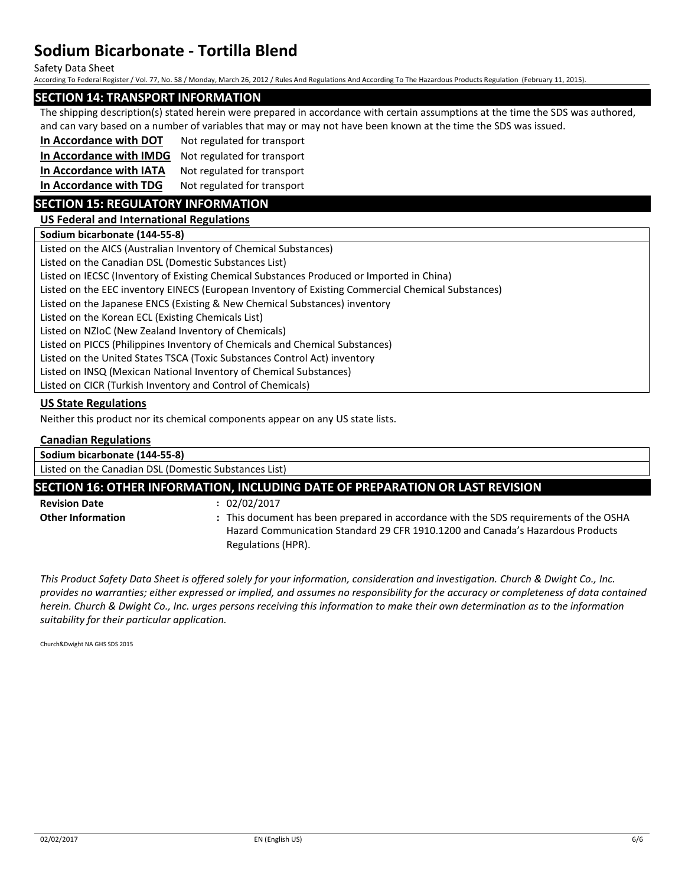## SECTION 14: TRANSPORT INFORMATION

The shipping description(s) stated herein were prepared in accordance with certain assumptions at the time the SDS was authored, and can vary based on a number of variables that may or may not have been known at the time the SDS was issued.

**In Accordance with DOT** Not regulated for transport

**In Accordance with IMDG** Not regulated for transport

**In Accordance with IATA** Not regulated for transport

**In Accordance with TDG** Not regulated for transport

## SECTION 15: REGULATORY INFORMATION

### US Federal and International Regulations

| **Sodium bicarbonate (144-55-8)** |
|---|
| Listed on the AICS (Australian Inventory of Chemical Substances) |
| Listed on the Canadian DSL (Domestic Substances List) |
| Listed on IECSC (Inventory of Existing Chemical Substances Produced or Imported in China) |
| Listed on the EEC inventory EINECS (European Inventory of Existing Commercial Chemical Substances) |
| Listed on the Japanese ENCS (Existing & New Chemical Substances) inventory |
| Listed on the Korean ECL (Existing Chemicals List) |
| Listed on NZIoC (New Zealand Inventory of Chemicals) |
| Listed on PICCS (Philippines Inventory of Chemicals and Chemical Substances) |
| Listed on the United States TSCA (Toxic Substances Control Act) inventory |
| Listed on INSQ (Mexican National Inventory of Chemical Substances) |
| Listed on CICR (Turkish Inventory and Control of Chemicals) |

### US State Regulations

Neither this product nor its chemical components appear on any US state lists.

### Canadian Regulations

| **Sodium bicarbonate (144-55-8)** |
|---|
| Listed on the Canadian DSL (Domestic Substances List) |

## SECTION 16: OTHER INFORMATION, INCLUDING DATE OF PREPARATION OR LAST REVISION

**Revision Date** : 02/02/2017

**Other Information** : This document has been prepared in accordance with the SDS requirements of the OSHA Hazard Communication Standard 29 CFR 1910.1200 and Canada's Hazardous Products Regulations (HPR).

*This Product Safety Data Sheet is offered solely for your information, consideration and investigation. Church & Dwight Co., Inc. provides no warranties; either expressed or implied, and assumes no responsibility for the accuracy or completeness of data contained herein. Church & Dwight Co., Inc. urges persons receiving this information to make their own determination as to the information suitability for their particular application.*

Church&Dwight NA GHS SDS 2015